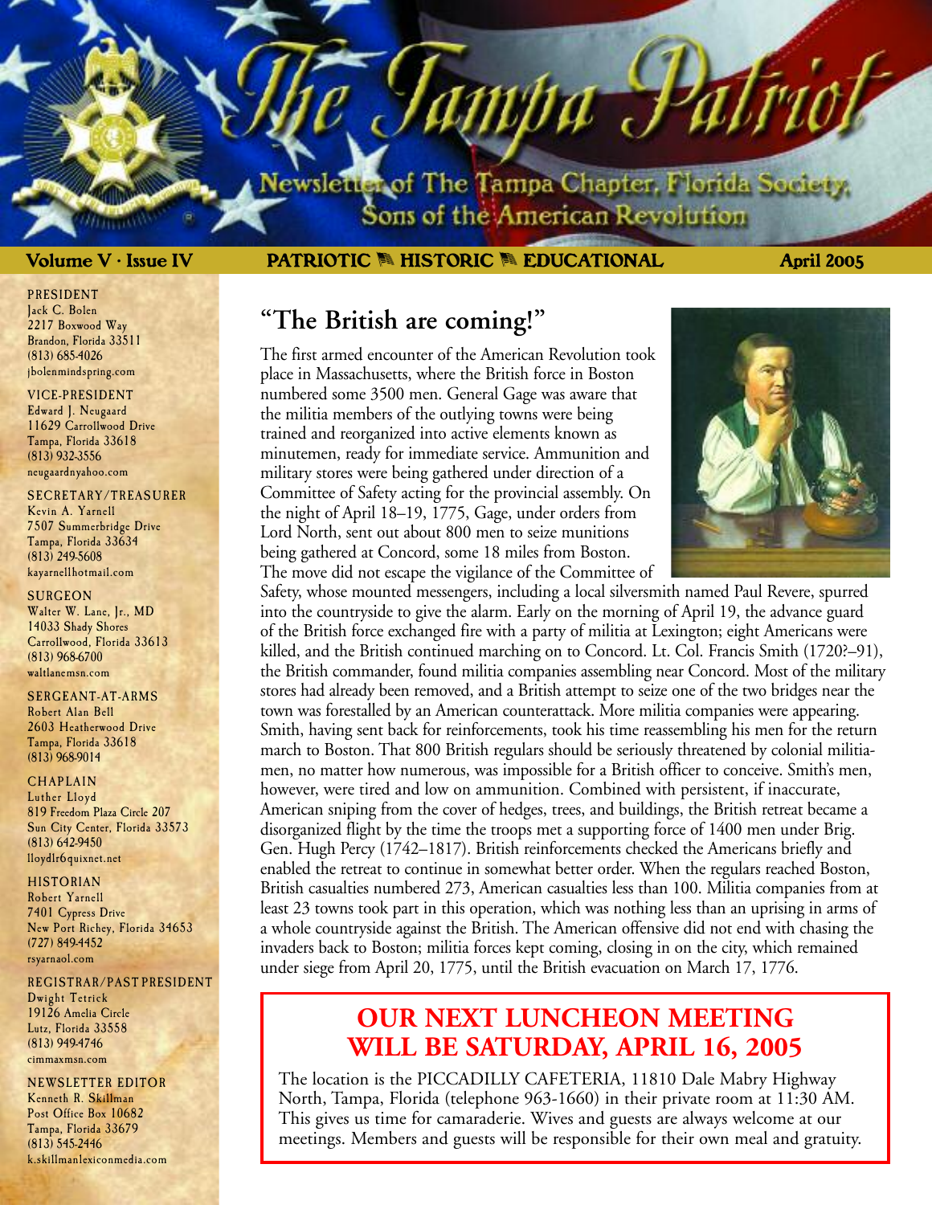# The Tampa Patriot

Newsletter of The Tampa Chapter, Florida Society, Sons of the American Revolution

**Volume V · Issue IV** **PATRIOTIC · HISTORIC · EDUCATIONAL** **April 2005**

PRESIDENT
Jack C. Bolen
2217 Boxwood Way
Brandon, Florida 33511
(813) 685-4026
jbolenmindspring.com

VICE-PRESIDENT
Edward J. Neugaard
11629 Carrollwood Drive
Tampa, Florida 33618
(813) 932-3556
neugaardnyahoo.com

SECRETARY/TREASURER
Kevin A. Yarnell
7507 Summerbridge Drive
Tampa, Florida 33634
(813) 249-5608
kayarnellhotmail.com

SURGEON
Walter W. Lane, Jr., MD
14033 Shady Shores
Carrollwood, Florida 33613
(813) 968-6700
waltlanemsn.com

SERGEANT-AT-ARMS
Robert Alan Bell
2603 Heatherwood Drive
Tampa, Florida 33618
(813) 968-9014

CHAPLAIN
Luther Lloyd
819 Freedom Plaza Circle 207
Sun City Center, Florida 33573
(813) 642-9450
lloydlr6quixnet.net

HISTORIAN
Robert Yarnell
7401 Cypress Drive
New Port Richey, Florida 34653
(727) 849-4452
rsyarnaol.com

REGISTRAR/PAST PRESIDENT
Dwight Tetrick
19126 Amelia Circle
Lutz, Florida 33558
(813) 949-4746
cimmaxmsn.com

NEWSLETTER EDITOR
Kenneth R. Skillman
Post Office Box 10682
Tampa, Florida 33679
(813) 545-2446
k.skillmanlexiconmedia.com

## "The British are coming!"

The first armed encounter of the American Revolution took place in Massachusetts, where the British force in Boston numbered some 3500 men. General Gage was aware that the militia members of the outlying towns were being trained and reorganized into active elements known as minutemen, ready for immediate service. Ammunition and military stores were being gathered under direction of a Committee of Safety acting for the provincial assembly. On the night of April 18–19, 1775, Gage, under orders from Lord North, sent out about 800 men to seize munitions being gathered at Concord, some 18 miles from Boston. The move did not escape the vigilance of the Committee of Safety, whose mounted messengers, including a local silversmith named Paul Revere, spurred into the countryside to give the alarm. Early on the morning of April 19, the advance guard of the British force exchanged fire with a party of militia at Lexington; eight Americans were killed, and the British continued marching on to Concord. Lt. Col. Francis Smith (1720?–91), the British commander, found militia companies assembling near Concord. Most of the military stores had already been removed, and a British attempt to seize one of the two bridges near the town was forestalled by an American counterattack. More militia companies were appearing. Smith, having sent back for reinforcements, took his time reassembling his men for the return march to Boston. That 800 British regulars should be seriously threatened by colonial militiamen, no matter how numerous, was impossible for a British officer to conceive. Smith's men, however, were tired and low on ammunition. Combined with persistent, if inaccurate, American sniping from the cover of hedges, trees, and buildings, the British retreat became a disorganized flight by the time the troops met a supporting force of 1400 men under Brig. Gen. Hugh Percy (1742–1817). British reinforcements checked the Americans briefly and enabled the retreat to continue in somewhat better order. When the regulars reached Boston, British casualties numbered 273, American casualties less than 100. Militia companies from at least 23 towns took part in this operation, which was nothing less than an uprising in arms of a whole countryside against the British. The American offensive did not end with chasing the invaders back to Boston; militia forces kept coming, closing in on the city, which remained under siege from April 20, 1775, until the British evacuation on March 17, 1776.

## OUR NEXT LUNCHEON MEETING WILL BE SATURDAY, APRIL 16, 2005

The location is the PICCADILLY CAFETERIA, 11810 Dale Mabry Highway North, Tampa, Florida (telephone 963-1660) in their private room at 11:30 AM. This gives us time for camaraderie. Wives and guests are always welcome at our meetings. Members and guests will be responsible for their own meal and gratuity.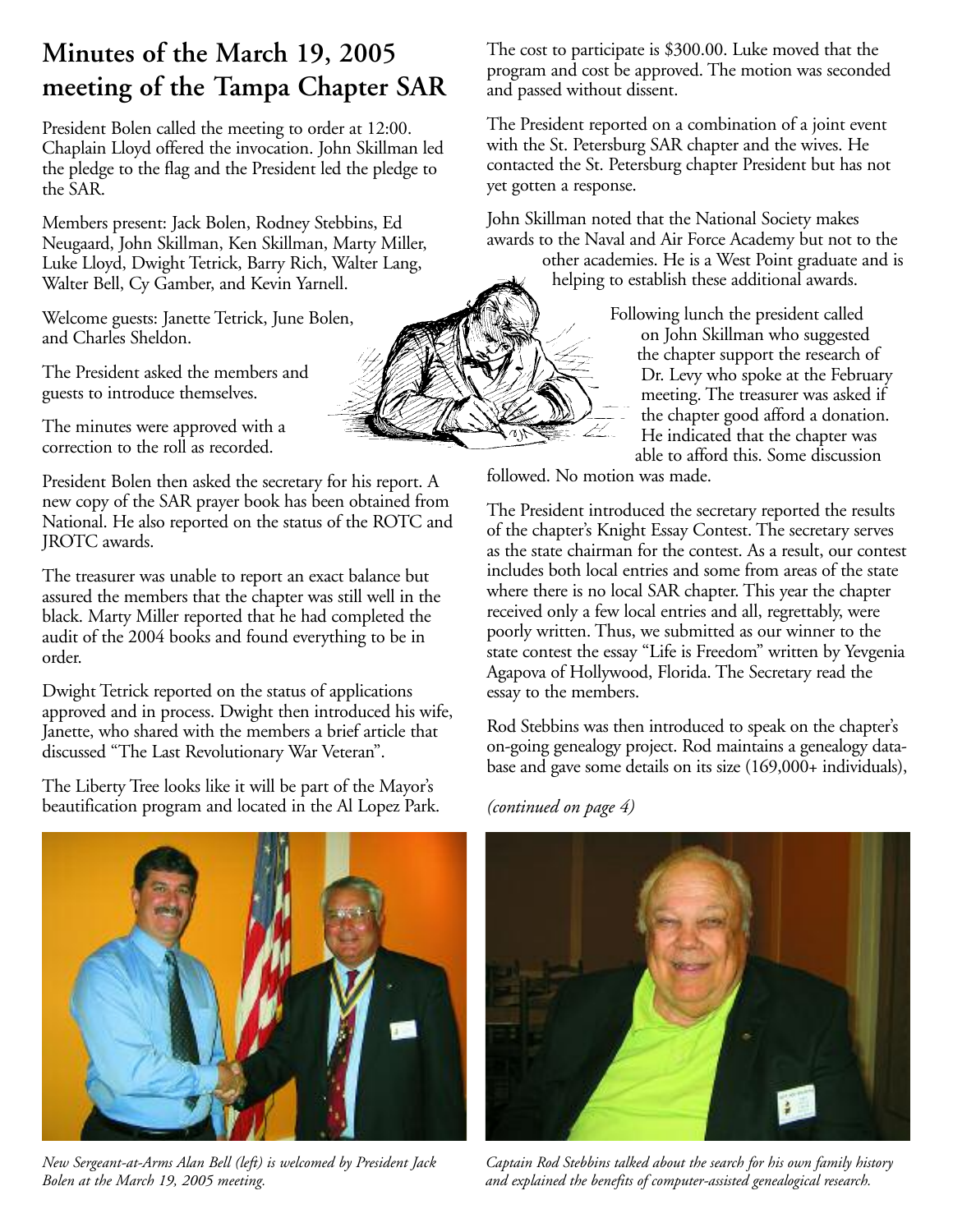# Minutes of the March 19, 2005 meeting of the Tampa Chapter SAR

President Bolen called the meeting to order at 12:00. Chaplain Lloyd offered the invocation. John Skillman led the pledge to the flag and the President led the pledge to the SAR.

Members present: Jack Bolen, Rodney Stebbins, Ed Neugaard, John Skillman, Ken Skillman, Marty Miller, Luke Lloyd, Dwight Tetrick, Barry Rich, Walter Lang, Walter Bell, Cy Gamber, and Kevin Yarnell.

Welcome guests: Janette Tetrick, June Bolen, and Charles Sheldon.

The President asked the members and guests to introduce themselves.

The minutes were approved with a correction to the roll as recorded.

President Bolen then asked the secretary for his report. A new copy of the SAR prayer book has been obtained from National. He also reported on the status of the ROTC and JROTC awards.

The treasurer was unable to report an exact balance but assured the members that the chapter was still well in the black. Marty Miller reported that he had completed the audit of the 2004 books and found everything to be in order.

Dwight Tetrick reported on the status of applications approved and in process. Dwight then introduced his wife, Janette, who shared with the members a brief article that discussed "The Last Revolutionary War Veteran".

The Liberty Tree looks like it will be part of the Mayor's beautification program and located in the Al Lopez Park. The cost to participate is $300.00. Luke moved that the program and cost be approved. The motion was seconded and passed without dissent.

The President reported on a combination of a joint event with the St. Petersburg SAR chapter and the wives. He contacted the St. Petersburg chapter President but has not yet gotten a response.

John Skillman noted that the National Society makes awards to the Naval and Air Force Academy but not to the other academies. He is a West Point graduate and is helping to establish these additional awards.

Following lunch the president called on John Skillman who suggested the chapter support the research of Dr. Levy who spoke at the February meeting. The treasurer was asked if the chapter good afford a donation. He indicated that the chapter was able to afford this. Some discussion followed. No motion was made.

The President introduced the secretary reported the results of the chapter's Knight Essay Contest. The secretary serves as the state chairman for the contest. As a result, our contest includes both local entries and some from areas of the state where there is no local SAR chapter. This year the chapter received only a few local entries and all, regrettably, were poorly written. Thus, we submitted as our winner to the state contest the essay "Life is Freedom" written by Yevgenia Agapova of Hollywood, Florida. The Secretary read the essay to the members.

Rod Stebbins was then introduced to speak on the chapter's on-going genealogy project. Rod maintains a genealogy database and gave some details on its size (169,000+ individuals),

*(continued on page 4)*

*New Sergeant-at-Arms Alan Bell (left) is welcomed by President Jack Bolen at the March 19, 2005 meeting.*

*Captain Rod Stebbins talked about the search for his own family history and explained the benefits of computer-assisted genealogical research.*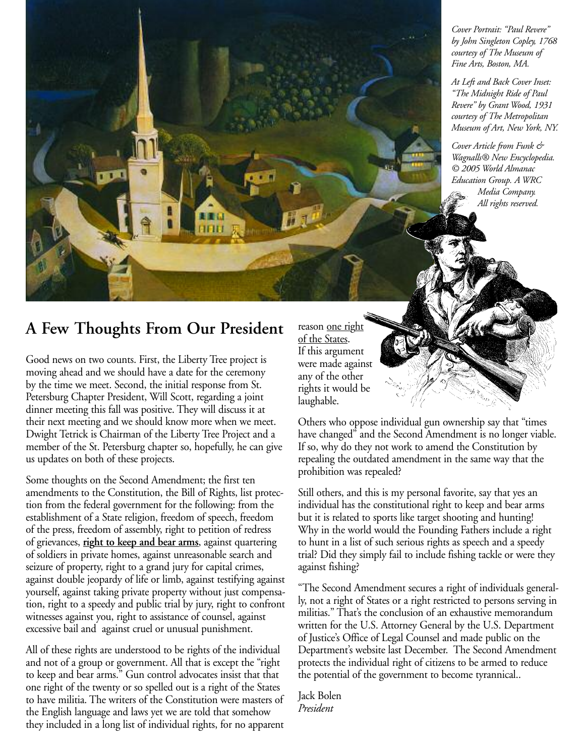*Cover Portrait: "Paul Revere" by John Singleton Copley, 1768 courtesy of The Museum of Fine Arts, Boston, MA.*

*At Left and Back Cover Inset: "The Midnight Ride of Paul Revere" by Grant Wood, 1931 courtesy of The Metropolitan Museum of Art, New York, NY.*

*Cover Article from Funk & Wagnalls® New Encyclopedia. © 2005 World Almanac Education Group. A WRC Media Company. All rights reserved.*

## A Few Thoughts From Our President

Good news on two counts. First, the Liberty Tree project is moving ahead and we should have a date for the ceremony by the time we meet. Second, the initial response from St. Petersburg Chapter President, Will Scott, regarding a joint dinner meeting this fall was positive. They will discuss it at their next meeting and we should know more when we meet. Dwight Tetrick is Chairman of the Liberty Tree Project and a member of the St. Petersburg chapter so, hopefully, he can give us updates on both of these projects.

Some thoughts on the Second Amendment; the first ten amendments to the Constitution, the Bill of Rights, list protection from the federal government for the following: from the establishment of a State religion, freedom of speech, freedom of the press, freedom of assembly, right to petition of redress of grievances, **right to keep and bear arms**, against quartering of soldiers in private homes, against unreasonable search and seizure of property, right to a grand jury for capital crimes, against double jeopardy of life or limb, against testifying against yourself, against taking private property without just compensation, right to a speedy and public trial by jury, right to confront witnesses against you, right to assistance of counsel, against excessive bail and against cruel or unusual punishment.

All of these rights are understood to be rights of the individual and not of a group or government. All that is except the "right to keep and bear arms." Gun control advocates insist that that one right of the twenty or so spelled out is a right of the States to have militia. The writers of the Constitution were masters of the English language and laws yet we are told that somehow they included in a long list of individual rights, for no apparent reason one right of the States. If this argument were made against any of the other rights it would be laughable.

Others who oppose individual gun ownership say that "times have changed" and the Second Amendment is no longer viable. If so, why do they not work to amend the Constitution by repealing the outdated amendment in the same way that the prohibition was repealed?

Still others, and this is my personal favorite, say that yes an individual has the constitutional right to keep and bear arms but it is related to sports like target shooting and hunting! Why in the world would the Founding Fathers include a right to hunt in a list of such serious rights as speech and a speedy trial? Did they simply fail to include fishing tackle or were they against fishing?

"The Second Amendment secures a right of individuals generally, not a right of States or a right restricted to persons serving in militias." That's the conclusion of an exhaustive memorandum written for the U.S. Attorney General by the U.S. Department of Justice's Office of Legal Counsel and made public on the Department's website last December. The Second Amendment protects the individual right of citizens to be armed to reduce the potential of the government to become tyrannical..

Jack Bolen
*President*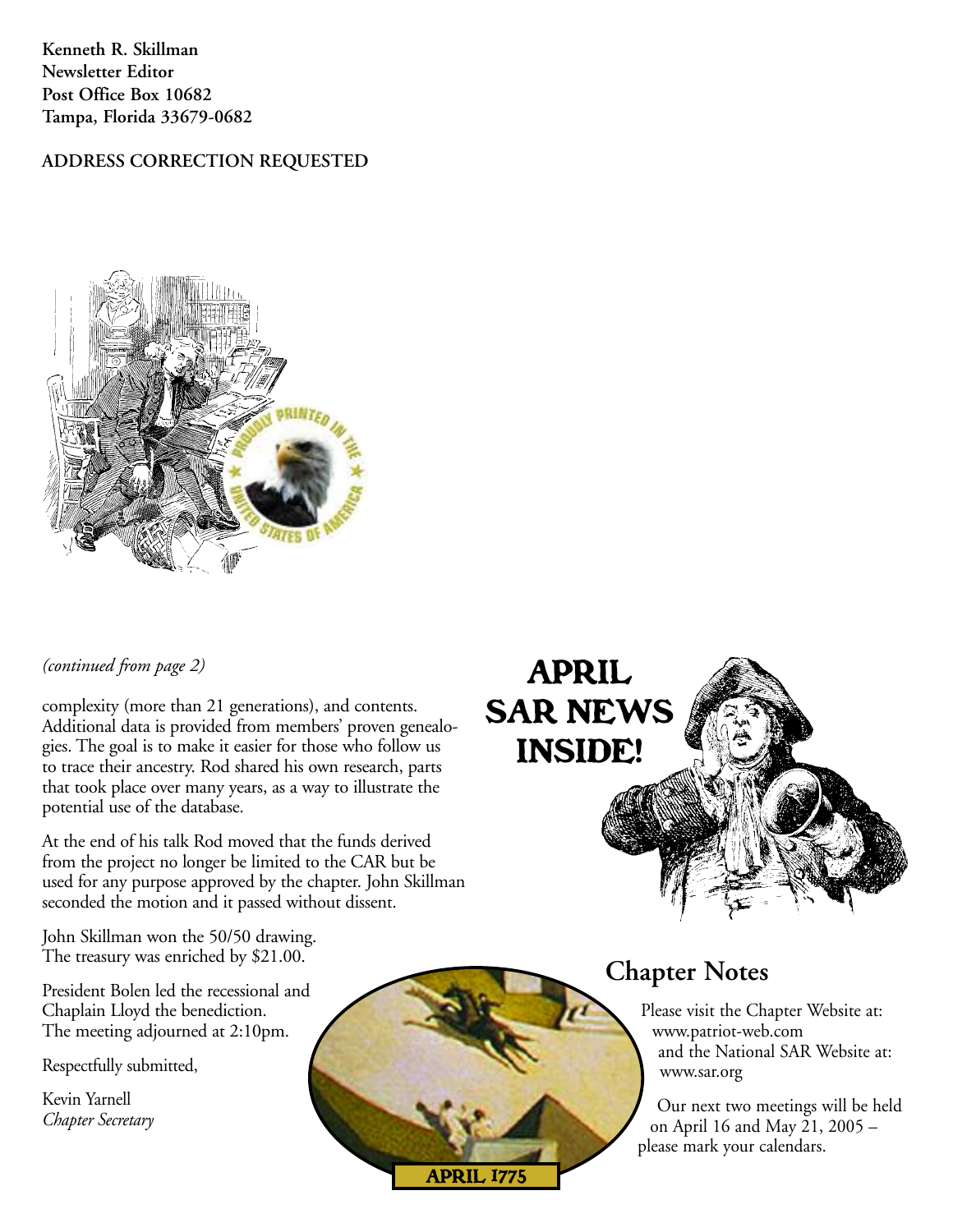**Kenneth R. Skillman**
**Newsletter Editor**
**Post Office Box 10682**
**Tampa, Florida 33679-0682**

**ADDRESS CORRECTION REQUESTED**

*(continued from page 2)*

complexity (more than 21 generations), and contents. Additional data is provided from members' proven genealogies. The goal is to make it easier for those who follow us to trace their ancestry. Rod shared his own research, parts that took place over many years, as a way to illustrate the potential use of the database.

At the end of his talk Rod moved that the funds derived from the project no longer be limited to the CAR but be used for any purpose approved by the chapter. John Skillman seconded the motion and it passed without dissent.

John Skillman won the 50/50 drawing. The treasury was enriched by $21.00.

President Bolen led the recessional and Chaplain Lloyd the benediction. The meeting adjourned at 2:10pm.

Respectfully submitted,

Kevin Yarnell
*Chapter Secretary*

**APRIL SAR NEWS INSIDE!**

APRIL 1775

## Chapter Notes

Please visit the Chapter Website at: www.patriot-web.com and the National SAR Website at: www.sar.org

Our next two meetings will be held on April 16 and May 21, 2005 – please mark your calendars.